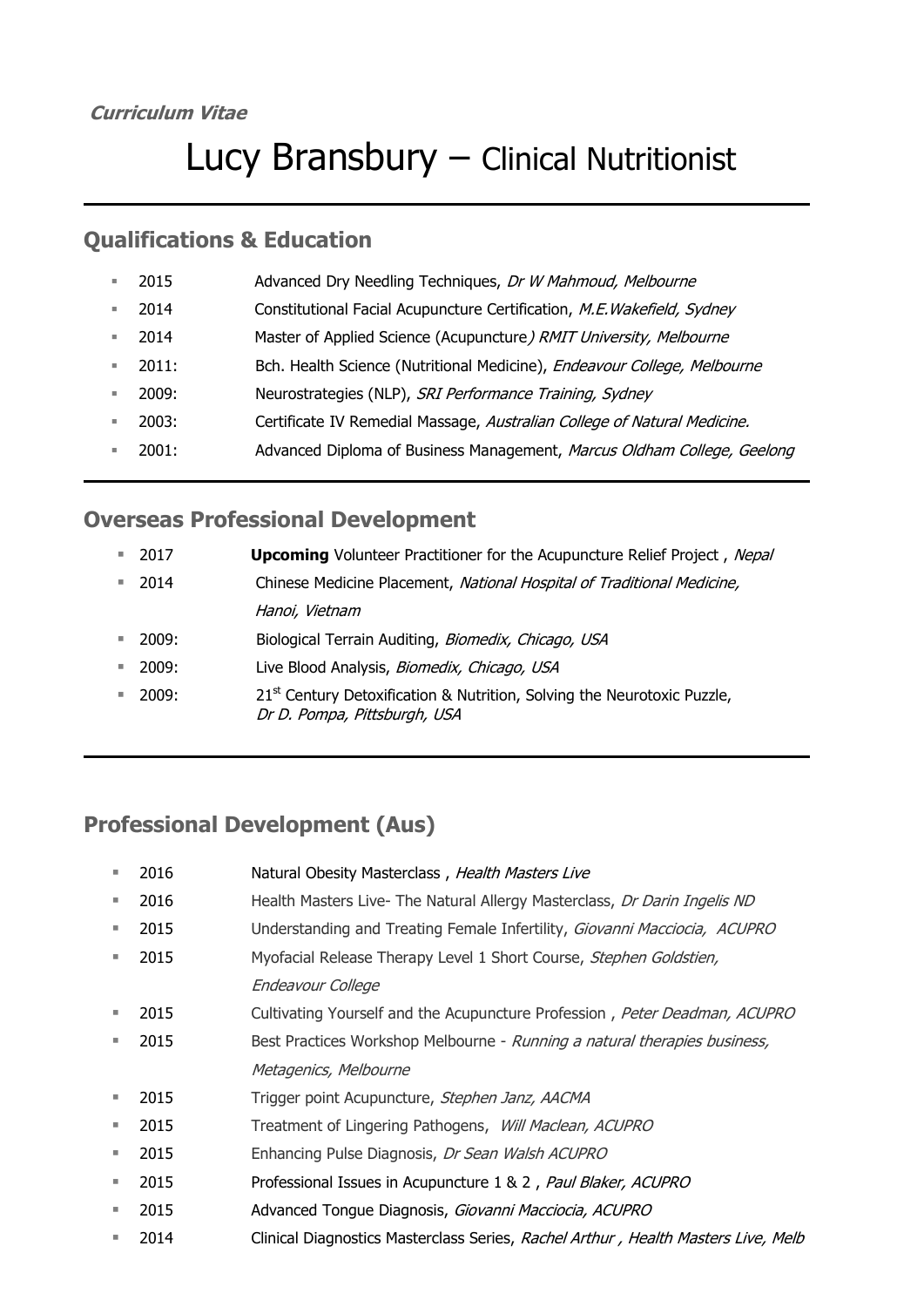***Curriculum Vitae***

# Lucy Bransbury – Clinical Nutritionist

## Qualifications & Education

- 2015 Advanced Dry Needling Techniques, *Dr W Mahmoud, Melbourne*
- 2014 Constitutional Facial Acupuncture Certification, *M.E.Wakefield, Sydney*
- 2014 Master of Applied Science (Acupuncture*) RMIT University, Melbourne*
- 2011: Bch. Health Science (Nutritional Medicine), *Endeavour College, Melbourne*
- 2009: Neurostrategies (NLP), *SRI Performance Training, Sydney*
- 2003: Certificate IV Remedial Massage, *Australian College of Natural Medicine.*
- 2001: Advanced Diploma of Business Management, *Marcus Oldham College, Geelong*

## Overseas Professional Development

- 2017 **Upcoming** Volunteer Practitioner for the Acupuncture Relief Project , *Nepal*
- 2014 Chinese Medicine Placement, *National Hospital of Traditional Medicine, Hanoi, Vietnam*
- 2009: Biological Terrain Auditing, *Biomedix, Chicago, USA*
- 2009: Live Blood Analysis, *Biomedix, Chicago, USA*
- 2009: 21st Century Detoxification & Nutrition, Solving the Neurotoxic Puzzle, *Dr D. Pompa, Pittsburgh, USA*

## Professional Development (Aus)

- 2016 Natural Obesity Masterclass , *Health Masters Live*
- 2016 Health Masters Live- The Natural Allergy Masterclass, *Dr Darin Ingelis ND*
- 2015 Understanding and Treating Female Infertility, *Giovanni Macciocia, ACUPRO*
- 2015 Myofacial Release Therapy Level 1 Short Course, *Stephen Goldstien, Endeavour College*
- 2015 Cultivating Yourself and the Acupuncture Profession , *Peter Deadman, ACUPRO*
- 2015 Best Practices Workshop Melbourne - *Running a natural therapies business, Metagenics, Melbourne*
- 2015 Trigger point Acupuncture, *Stephen Janz, AACMA*
- 2015 Treatment of Lingering Pathogens, *Will Maclean, ACUPRO*
- 2015 Enhancing Pulse Diagnosis, *Dr Sean Walsh ACUPRO*
- 2015 Professional Issues in Acupuncture 1 & 2 , *Paul Blaker, ACUPRO*
- 2015 Advanced Tongue Diagnosis, *Giovanni Macciocia, ACUPRO*
- 2014 Clinical Diagnostics Masterclass Series, *Rachel Arthur , Health Masters Live, Melb*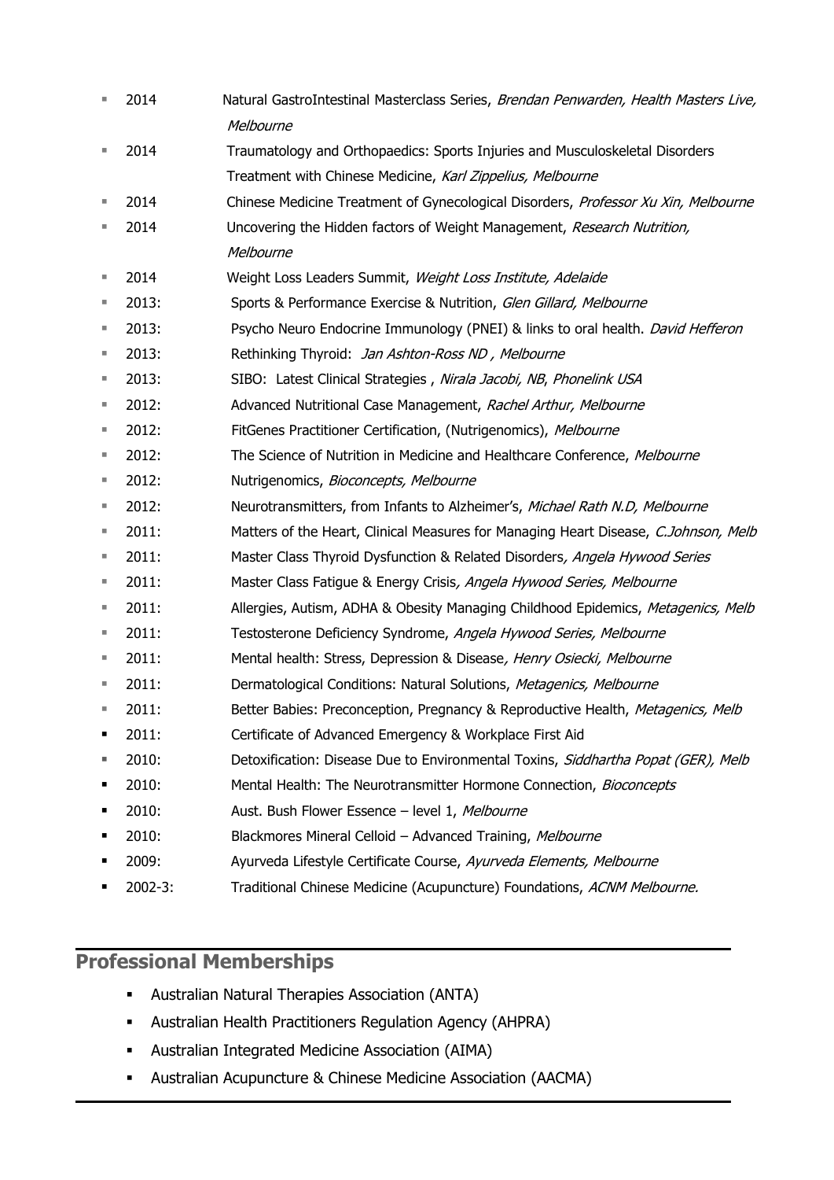- 2014 Natural GastroIntestinal Masterclass Series, *Brendan Penwarden, Health Masters Live, Melbourne*
- 2014 Traumatology and Orthopaedics: Sports Injuries and Musculoskeletal Disorders Treatment with Chinese Medicine, *Karl Zippelius, Melbourne*
- 2014 Chinese Medicine Treatment of Gynecological Disorders, *Professor Xu Xin, Melbourne*
- 2014 Uncovering the Hidden factors of Weight Management, *Research Nutrition, Melbourne*
- 2014 Weight Loss Leaders Summit, *Weight Loss Institute, Adelaide*
- 2013: Sports & Performance Exercise & Nutrition, *Glen Gillard, Melbourne*
- 2013: Psycho Neuro Endocrine Immunology (PNEI) & links to oral health. *David Hefferon*
- 2013: Rethinking Thyroid: *Jan Ashton-Ross ND , Melbourne*
- 2013: SIBO: Latest Clinical Strategies , *Nirala Jacobi, NB*, *Phonelink USA*
- 2012: Advanced Nutritional Case Management, *Rachel Arthur, Melbourne*
- 2012: FitGenes Practitioner Certification, (Nutrigenomics), *Melbourne*
- 2012: The Science of Nutrition in Medicine and Healthcare Conference, *Melbourne*
- 2012: Nutrigenomics, *Bioconcepts, Melbourne*
- 2012: Neurotransmitters, from Infants to Alzheimer's, *Michael Rath N.D, Melbourne*
- 2011: Matters of the Heart, Clinical Measures for Managing Heart Disease, *C.Johnson, Melb*
- 2011: Master Class Thyroid Dysfunction & Related Disorders*, Angela Hywood Series*
- 2011: Master Class Fatigue & Energy Crisis*, Angela Hywood Series, Melbourne*
- 2011: Allergies, Autism, ADHA & Obesity Managing Childhood Epidemics, *Metagenics, Melb*
- 2011: Testosterone Deficiency Syndrome, *Angela Hywood Series, Melbourne*
- 2011: Mental health: Stress, Depression & Disease*, Henry Osiecki, Melbourne*
- 2011: Dermatological Conditions: Natural Solutions, *Metagenics, Melbourne*
- 2011: Better Babies: Preconception, Pregnancy & Reproductive Health, *Metagenics, Melb*
- 2011: Certificate of Advanced Emergency & Workplace First Aid
- 2010: Detoxification: Disease Due to Environmental Toxins, *Siddhartha Popat (GER), Melb*
- 2010: Mental Health: The Neurotransmitter Hormone Connection, *Bioconcepts*
- 2010: Aust. Bush Flower Essence – level 1, *Melbourne*
- 2010: Blackmores Mineral Celloid – Advanced Training, *Melbourne*
- 2009: Ayurveda Lifestyle Certificate Course, *Ayurveda Elements, Melbourne*
- 2002-3: Traditional Chinese Medicine (Acupuncture) Foundations, *ACNM Melbourne.*

## Professional Memberships

- Australian Natural Therapies Association (ANTA)
- Australian Health Practitioners Regulation Agency (AHPRA)
- Australian Integrated Medicine Association (AIMA)
- Australian Acupuncture & Chinese Medicine Association (AACMA)